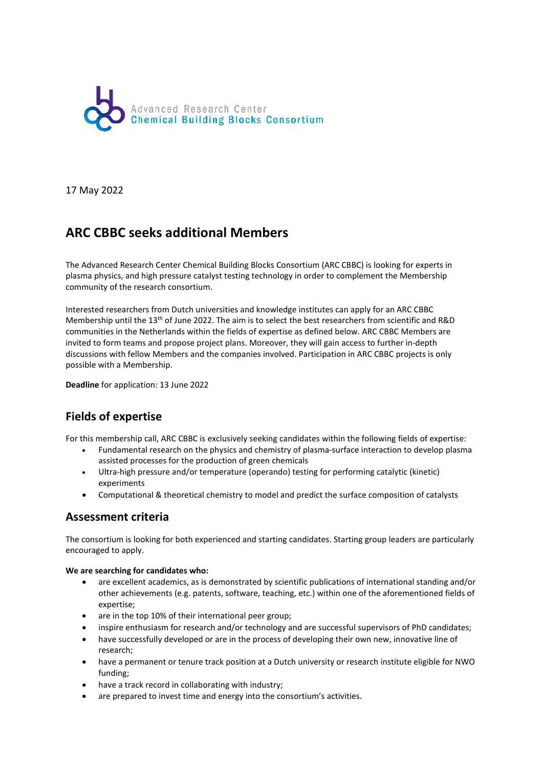Advanced Research Center
**Chemical Building Blocks Consortium**

17 May 2022

# ARC CBBC seeks additional Members

The Advanced Research Center Chemical Building Blocks Consortium (ARC CBBC) is looking for experts in plasma physics, and high pressure catalyst testing technology in order to complement the Membership community of the research consortium.

Interested researchers from Dutch universities and knowledge institutes can apply for an ARC CBBC Membership until the 13th of June 2022. The aim is to select the best researchers from scientific and R&D communities in the Netherlands within the fields of expertise as defined below. ARC CBBC Members are invited to form teams and propose project plans. Moreover, they will gain access to further in-depth discussions with fellow Members and the companies involved. Participation in ARC CBBC projects is only possible with a Membership.

**Deadline** for application: 13 June 2022

## Fields of expertise

For this membership call, ARC CBBC is exclusively seeking candidates within the following fields of expertise:

- Fundamental research on the physics and chemistry of plasma-surface interaction to develop plasma assisted processes for the production of green chemicals
- Ultra-high pressure and/or temperature (operando) testing for performing catalytic (kinetic) experiments
- Computational & theoretical chemistry to model and predict the surface composition of catalysts

## Assessment criteria

The consortium is looking for both experienced and starting candidates. Starting group leaders are particularly encouraged to apply.

**We are searching for candidates who:**

- are excellent academics, as is demonstrated by scientific publications of international standing and/or other achievements (e.g. patents, software, teaching, etc.) within one of the aforementioned fields of expertise;
- are in the top 10% of their international peer group;
- inspire enthusiasm for research and/or technology and are successful supervisors of PhD candidates;
- have successfully developed or are in the process of developing their own new, innovative line of research;
- have a permanent or tenure track position at a Dutch university or research institute eligible for NWO funding;
- have a track record in collaborating with industry;
- are prepared to invest time and energy into the consortium's activities.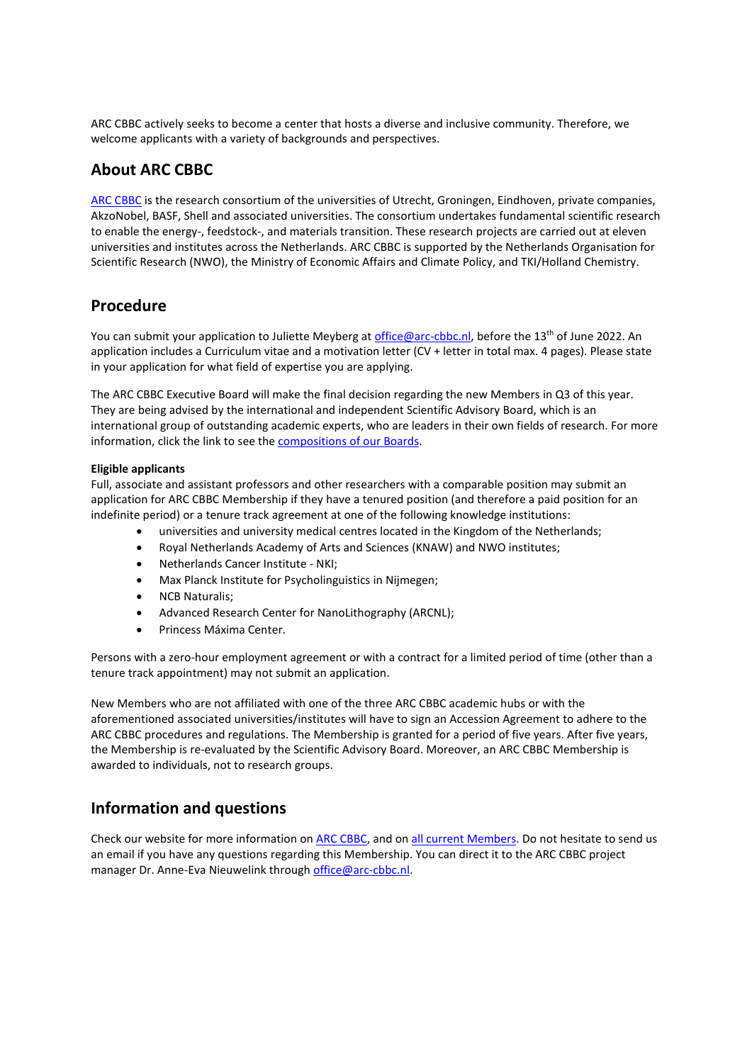ARC CBBC actively seeks to become a center that hosts a diverse and inclusive community. Therefore, we welcome applicants with a variety of backgrounds and perspectives.

## About ARC CBBC

ARC CBBC is the research consortium of the universities of Utrecht, Groningen, Eindhoven, private companies, AkzoNobel, BASF, Shell and associated universities. The consortium undertakes fundamental scientific research to enable the energy-, feedstock-, and materials transition. These research projects are carried out at eleven universities and institutes across the Netherlands. ARC CBBC is supported by the Netherlands Organisation for Scientific Research (NWO), the Ministry of Economic Affairs and Climate Policy, and TKI/Holland Chemistry.

## Procedure

You can submit your application to Juliette Meyberg at office@arc-cbbc.nl, before the 13th of June 2022. An application includes a Curriculum vitae and a motivation letter (CV + letter in total max. 4 pages). Please state in your application for what field of expertise you are applying.

The ARC CBBC Executive Board will make the final decision regarding the new Members in Q3 of this year. They are being advised by the international and independent Scientific Advisory Board, which is an international group of outstanding academic experts, who are leaders in their own fields of research. For more information, click the link to see the compositions of our Boards.

**Eligible applicants**

Full, associate and assistant professors and other researchers with a comparable position may submit an application for ARC CBBC Membership if they have a tenured position (and therefore a paid position for an indefinite period) or a tenure track agreement at one of the following knowledge institutions:

- universities and university medical centres located in the Kingdom of the Netherlands;
- Royal Netherlands Academy of Arts and Sciences (KNAW) and NWO institutes;
- Netherlands Cancer Institute - NKI;
- Max Planck Institute for Psycholinguistics in Nijmegen;
- NCB Naturalis;
- Advanced Research Center for NanoLithography (ARCNL);
- Princess Máxima Center.

Persons with a zero-hour employment agreement or with a contract for a limited period of time (other than a tenure track appointment) may not submit an application.

New Members who are not affiliated with one of the three ARC CBBC academic hubs or with the aforementioned associated universities/institutes will have to sign an Accession Agreement to adhere to the ARC CBBC procedures and regulations. The Membership is granted for a period of five years. After five years, the Membership is re-evaluated by the Scientific Advisory Board. Moreover, an ARC CBBC Membership is awarded to individuals, not to research groups.

## Information and questions

Check our website for more information on ARC CBBC, and on all current Members. Do not hesitate to send us an email if you have any questions regarding this Membership. You can direct it to the ARC CBBC project manager Dr. Anne-Eva Nieuwelink through office@arc-cbbc.nl.